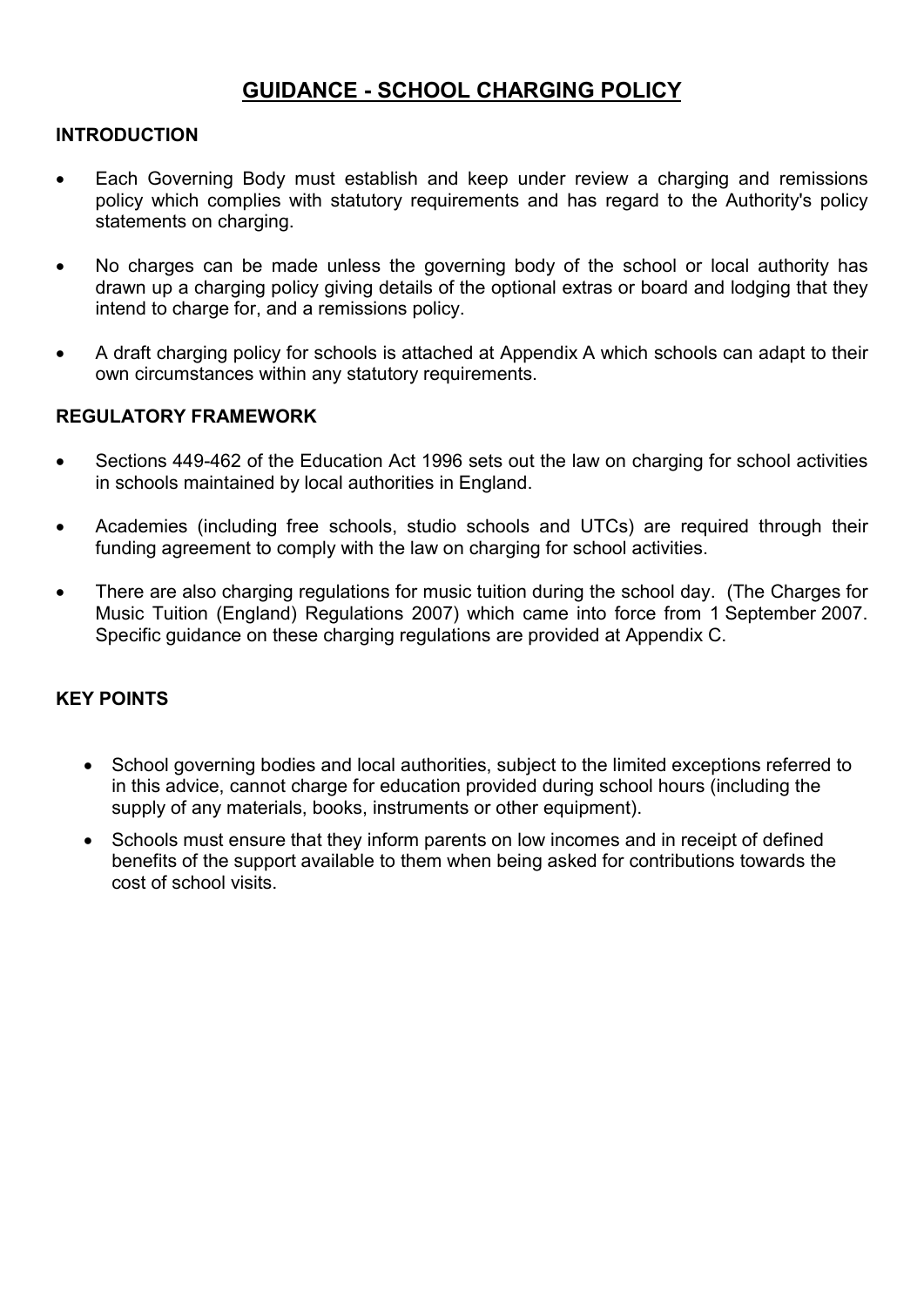# GUIDANCE - SCHOOL CHARGING POLICY

## INTRODUCTION

- Each Governing Body must establish and keep under review a charging and remissions policy which complies with statutory requirements and has regard to the Authority's policy statements on charging.
- No charges can be made unless the governing body of the school or local authority has drawn up a charging policy giving details of the optional extras or board and lodging that they intend to charge for, and a remissions policy.
- A draft charging policy for schools is attached at Appendix A which schools can adapt to their own circumstances within any statutory requirements.

## REGULATORY FRAMEWORK

- Sections 449-462 of the Education Act 1996 sets out the law on charging for school activities in schools maintained by local authorities in England.
- Academies (including free schools, studio schools and UTCs) are required through their funding agreement to comply with the law on charging for school activities.
- There are also charging regulations for music tuition during the school day. (The Charges for Music Tuition (England) Regulations 2007) which came into force from 1 September 2007. Specific guidance on these charging regulations are provided at Appendix C.

## KEY POINTS

- School governing bodies and local authorities, subject to the limited exceptions referred to in this advice, cannot charge for education provided during school hours (including the supply of any materials, books, instruments or other equipment).
- Schools must ensure that they inform parents on low incomes and in receipt of defined benefits of the support available to them when being asked for contributions towards the cost of school visits.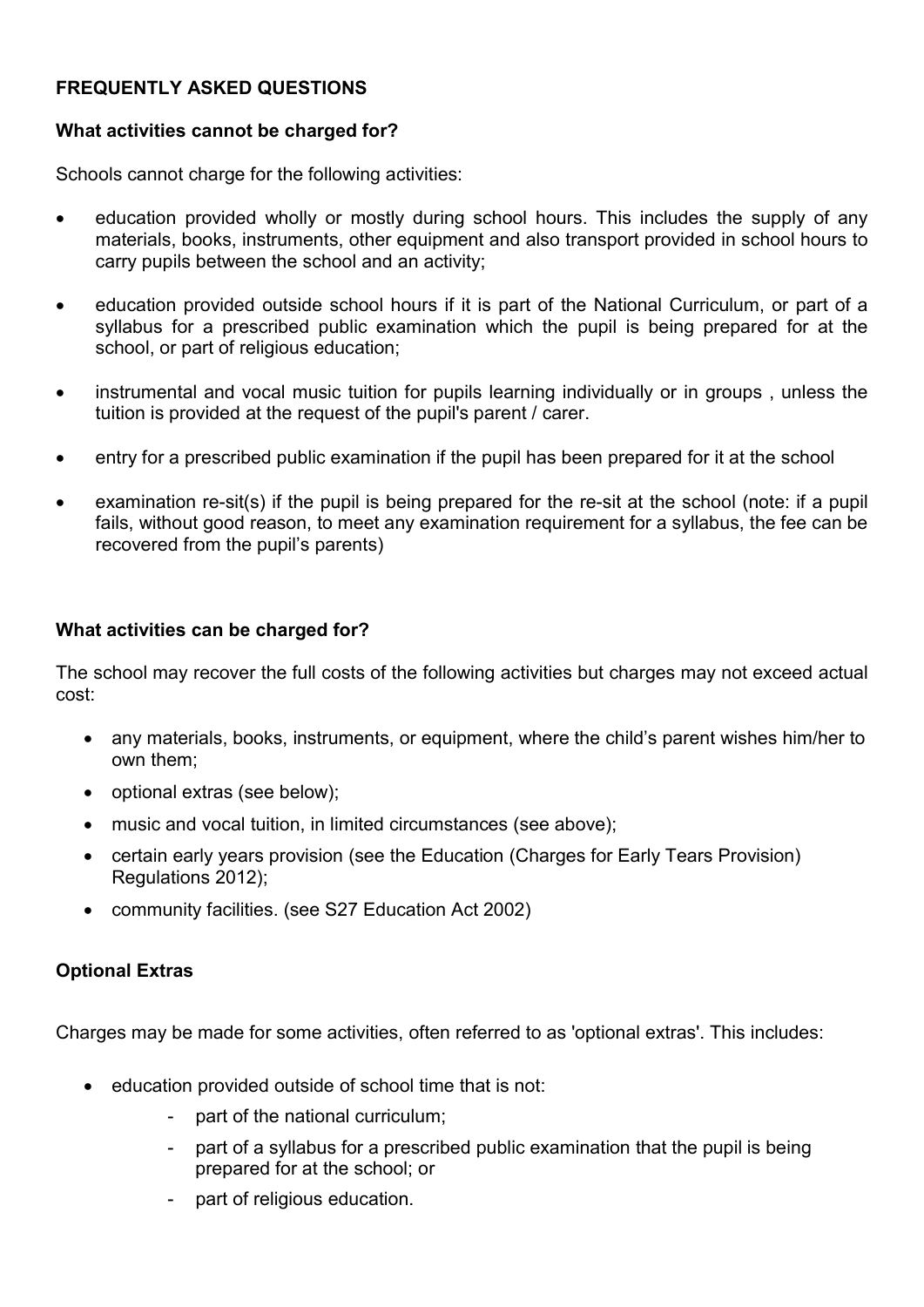## FREQUENTLY ASKED QUESTIONS

### What activities cannot be charged for?

Schools cannot charge for the following activities:

- education provided wholly or mostly during school hours. This includes the supply of any materials, books, instruments, other equipment and also transport provided in school hours to carry pupils between the school and an activity;
- education provided outside school hours if it is part of the National Curriculum, or part of a syllabus for a prescribed public examination which the pupil is being prepared for at the school, or part of religious education;
- instrumental and vocal music tuition for pupils learning individually or in groups , unless the tuition is provided at the request of the pupil's parent / carer.
- entry for a prescribed public examination if the pupil has been prepared for it at the school
- examination re-sit(s) if the pupil is being prepared for the re-sit at the school (note: if a pupil fails, without good reason, to meet any examination requirement for a syllabus, the fee can be recovered from the pupil's parents)

### What activities can be charged for?

The school may recover the full costs of the following activities but charges may not exceed actual cost:

- any materials, books, instruments, or equipment, where the child's parent wishes him/her to own them;
- optional extras (see below);
- music and vocal tuition, in limited circumstances (see above);
- certain early years provision (see the Education (Charges for Early Tears Provision) Regulations 2012);
- community facilities. (see S27 Education Act 2002)

### Optional Extras

Charges may be made for some activities, often referred to as 'optional extras'. This includes:

- education provided outside of school time that is not:
  - part of the national curriculum;
  - part of a syllabus for a prescribed public examination that the pupil is being prepared for at the school; or
  - part of religious education.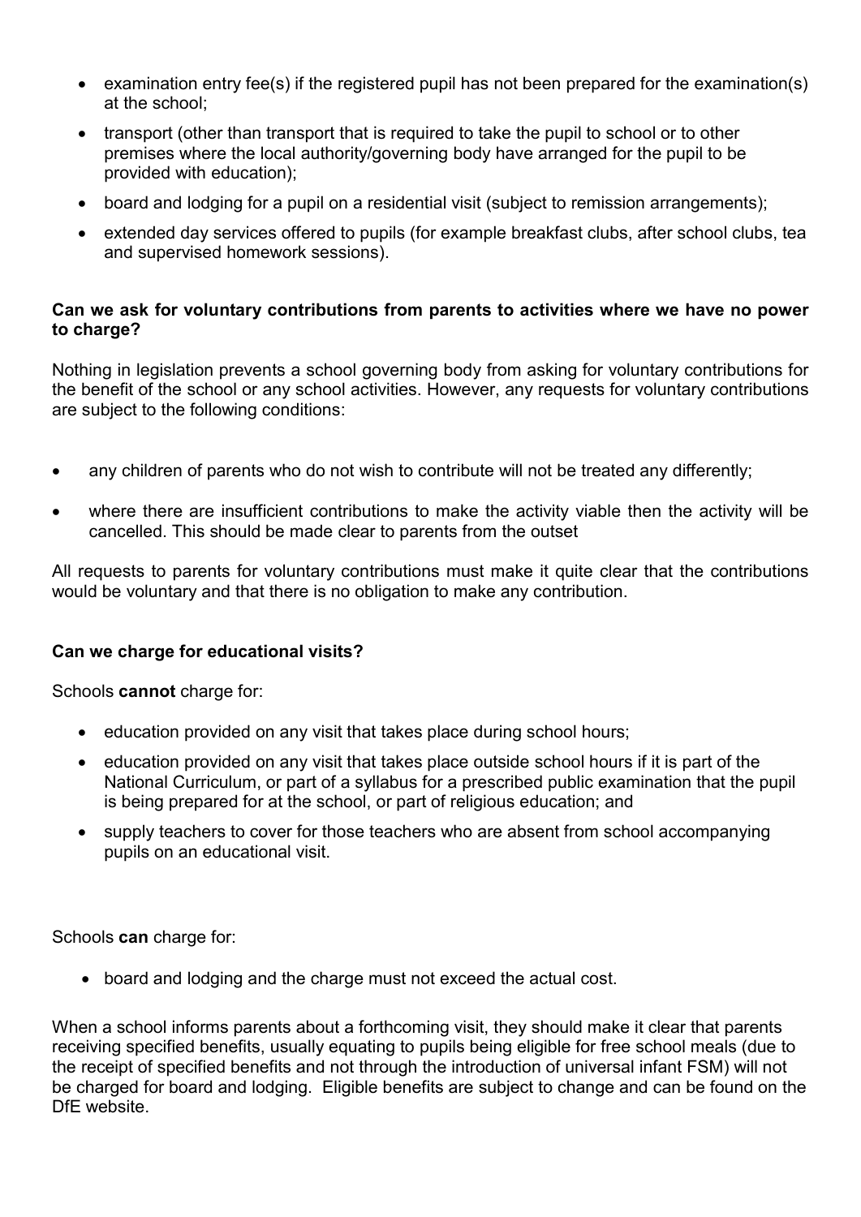- examination entry fee(s) if the registered pupil has not been prepared for the examination(s) at the school;
- transport (other than transport that is required to take the pupil to school or to other premises where the local authority/governing body have arranged for the pupil to be provided with education);
- board and lodging for a pupil on a residential visit (subject to remission arrangements);
- extended day services offered to pupils (for example breakfast clubs, after school clubs, tea and supervised homework sessions).

**Can we ask for voluntary contributions from parents to activities where we have no power to charge?**

Nothing in legislation prevents a school governing body from asking for voluntary contributions for the benefit of the school or any school activities. However, any requests for voluntary contributions are subject to the following conditions:

- any children of parents who do not wish to contribute will not be treated any differently;
- where there are insufficient contributions to make the activity viable then the activity will be cancelled. This should be made clear to parents from the outset

All requests to parents for voluntary contributions must make it quite clear that the contributions would be voluntary and that there is no obligation to make any contribution.

**Can we charge for educational visits?**

Schools **cannot** charge for:

- education provided on any visit that takes place during school hours;
- education provided on any visit that takes place outside school hours if it is part of the National Curriculum, or part of a syllabus for a prescribed public examination that the pupil is being prepared for at the school, or part of religious education; and
- supply teachers to cover for those teachers who are absent from school accompanying pupils on an educational visit.

Schools **can** charge for:

- board and lodging and the charge must not exceed the actual cost.

When a school informs parents about a forthcoming visit, they should make it clear that parents receiving specified benefits, usually equating to pupils being eligible for free school meals (due to the receipt of specified benefits and not through the introduction of universal infant FSM) will not be charged for board and lodging. Eligible benefits are subject to change and can be found on the DfE website.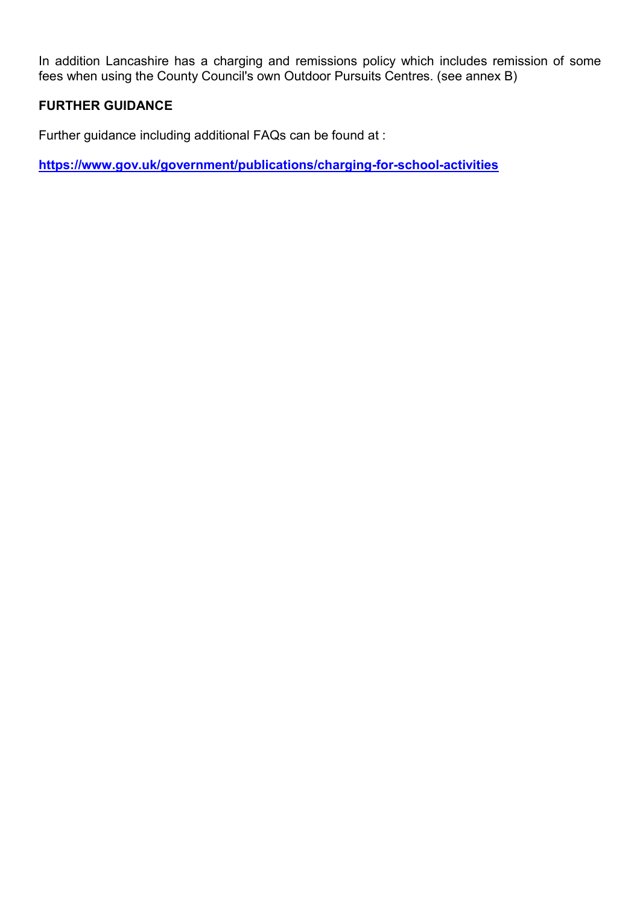In addition Lancashire has a charging and remissions policy which includes remission of some fees when using the County Council's own Outdoor Pursuits Centres. (see annex B)

**FURTHER GUIDANCE**

Further guidance including additional FAQs can be found at :

**https://www.gov.uk/government/publications/charging-for-school-activities**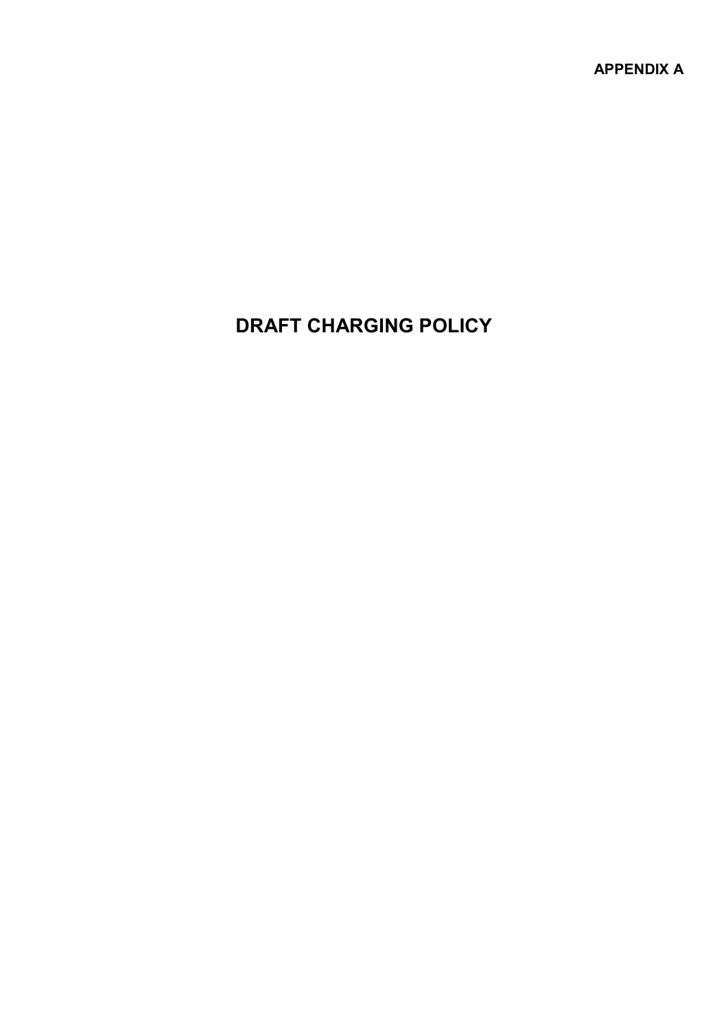**APPENDIX A**

# DRAFT CHARGING POLICY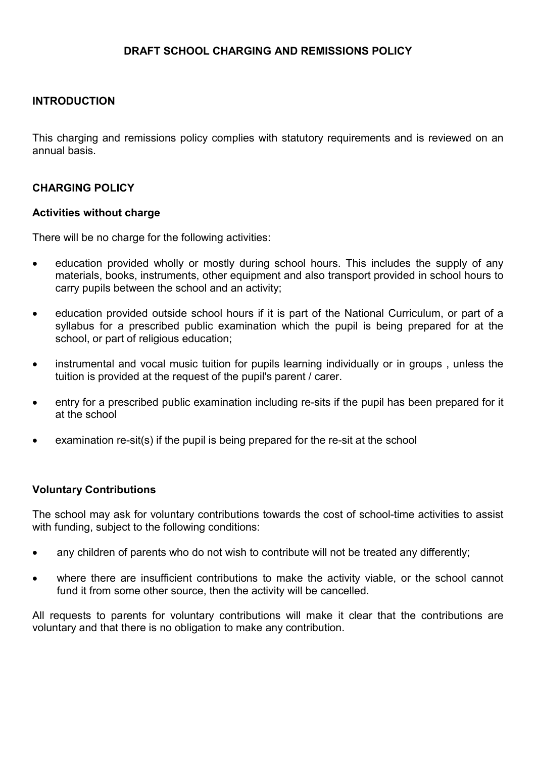# DRAFT SCHOOL CHARGING AND REMISSIONS POLICY

## INTRODUCTION

This charging and remissions policy complies with statutory requirements and is reviewed on an annual basis.

## CHARGING POLICY

### Activities without charge

There will be no charge for the following activities:

- education provided wholly or mostly during school hours. This includes the supply of any materials, books, instruments, other equipment and also transport provided in school hours to carry pupils between the school and an activity;
- education provided outside school hours if it is part of the National Curriculum, or part of a syllabus for a prescribed public examination which the pupil is being prepared for at the school, or part of religious education;
- instrumental and vocal music tuition for pupils learning individually or in groups , unless the tuition is provided at the request of the pupil's parent / carer.
- entry for a prescribed public examination including re-sits if the pupil has been prepared for it at the school
- examination re-sit(s) if the pupil is being prepared for the re-sit at the school

### Voluntary Contributions

The school may ask for voluntary contributions towards the cost of school-time activities to assist with funding, subject to the following conditions:

- any children of parents who do not wish to contribute will not be treated any differently;
- where there are insufficient contributions to make the activity viable, or the school cannot fund it from some other source, then the activity will be cancelled.

All requests to parents for voluntary contributions will make it clear that the contributions are voluntary and that there is no obligation to make any contribution.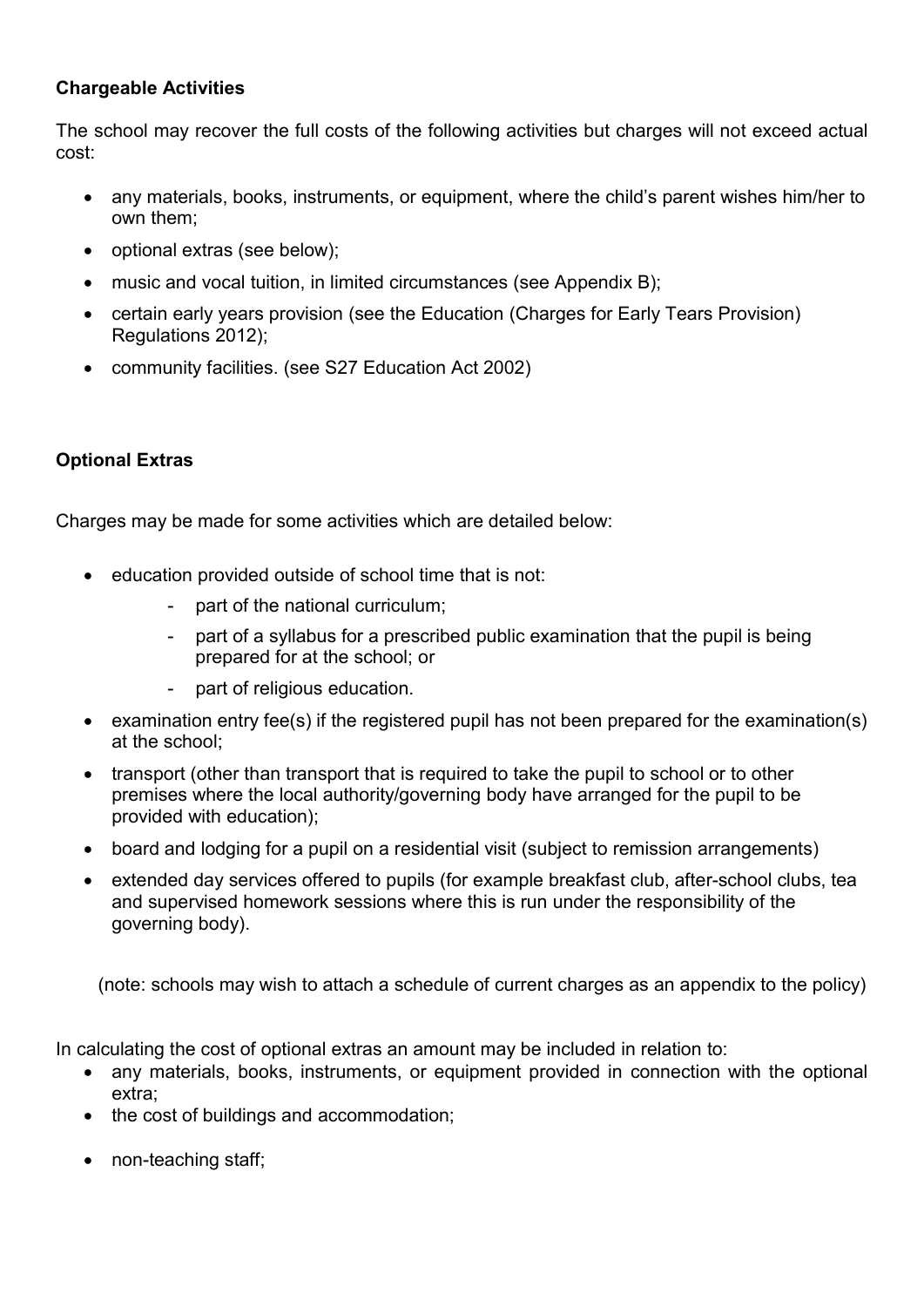**Chargeable Activities**

The school may recover the full costs of the following activities but charges will not exceed actual cost:

- any materials, books, instruments, or equipment, where the child's parent wishes him/her to own them;
- optional extras (see below);
- music and vocal tuition, in limited circumstances (see Appendix B);
- certain early years provision (see the Education (Charges for Early Tears Provision) Regulations 2012);
- community facilities. (see S27 Education Act 2002)

**Optional Extras**

Charges may be made for some activities which are detailed below:

- education provided outside of school time that is not:
    - part of the national curriculum;
    - part of a syllabus for a prescribed public examination that the pupil is being prepared for at the school; or
    - part of religious education.
- examination entry fee(s) if the registered pupil has not been prepared for the examination(s) at the school;
- transport (other than transport that is required to take the pupil to school or to other premises where the local authority/governing body have arranged for the pupil to be provided with education);
- board and lodging for a pupil on a residential visit (subject to remission arrangements)
- extended day services offered to pupils (for example breakfast club, after-school clubs, tea and supervised homework sessions where this is run under the responsibility of the governing body).

(note: schools may wish to attach a schedule of current charges as an appendix to the policy)

In calculating the cost of optional extras an amount may be included in relation to:

- any materials, books, instruments, or equipment provided in connection with the optional extra;
- the cost of buildings and accommodation;
- non-teaching staff;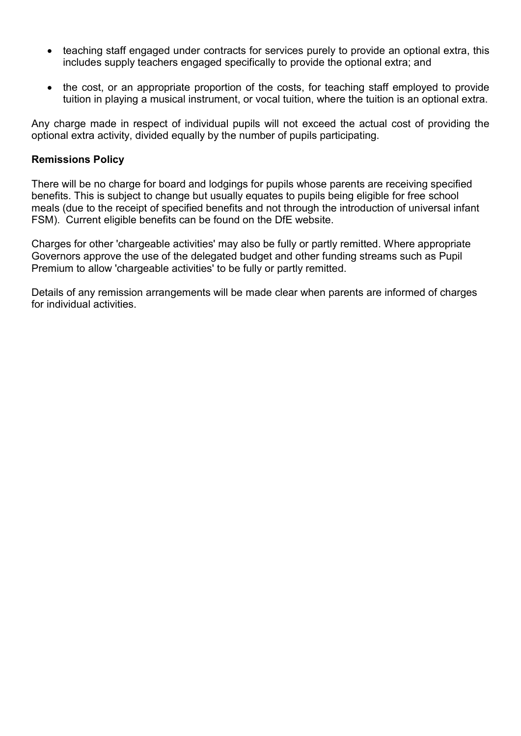- teaching staff engaged under contracts for services purely to provide an optional extra, this includes supply teachers engaged specifically to provide the optional extra; and

- the cost, or an appropriate proportion of the costs, for teaching staff employed to provide tuition in playing a musical instrument, or vocal tuition, where the tuition is an optional extra.

Any charge made in respect of individual pupils will not exceed the actual cost of providing the optional extra activity, divided equally by the number of pupils participating.

**Remissions Policy**

There will be no charge for board and lodgings for pupils whose parents are receiving specified benefits. This is subject to change but usually equates to pupils being eligible for free school meals (due to the receipt of specified benefits and not through the introduction of universal infant FSM). Current eligible benefits can be found on the DfE website.

Charges for other 'chargeable activities' may also be fully or partly remitted. Where appropriate Governors approve the use of the delegated budget and other funding streams such as Pupil Premium to allow 'chargeable activities' to be fully or partly remitted.

Details of any remission arrangements will be made clear when parents are informed of charges for individual activities.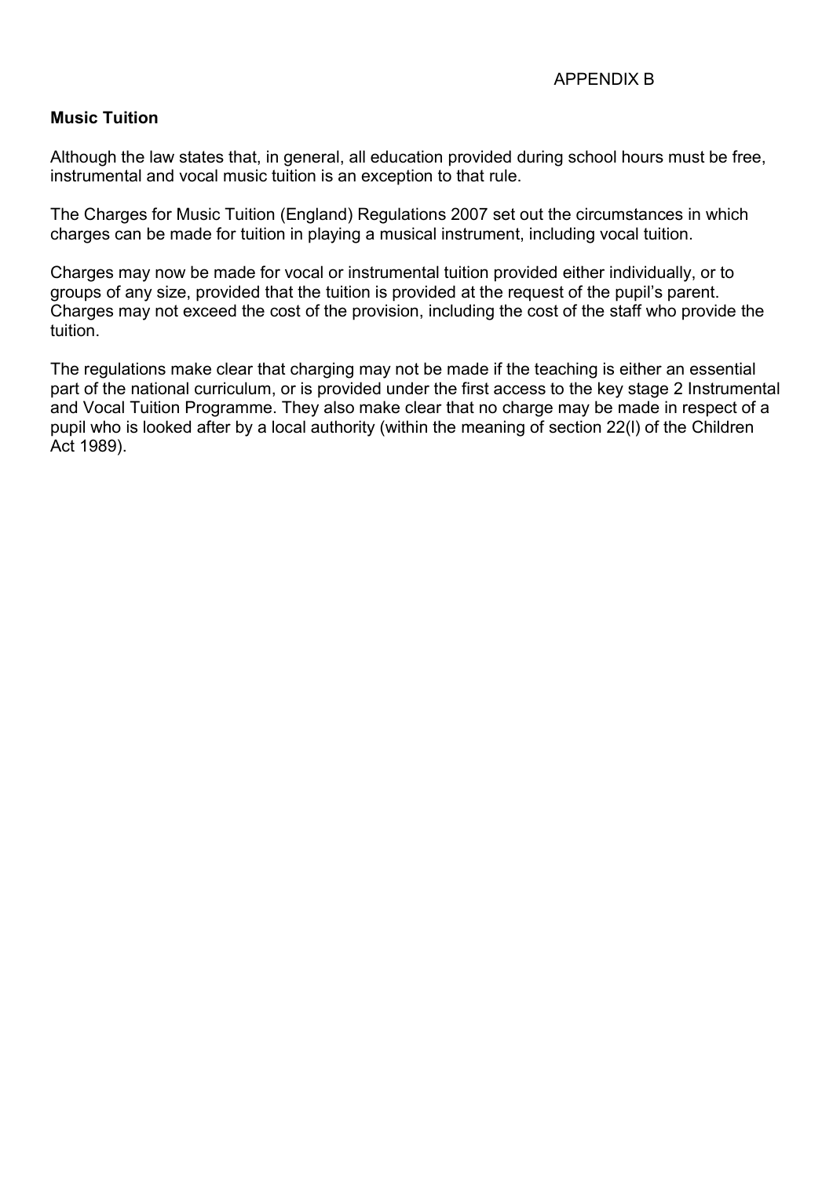APPENDIX B

**Music Tuition**

Although the law states that, in general, all education provided during school hours must be free, instrumental and vocal music tuition is an exception to that rule.

The Charges for Music Tuition (England) Regulations 2007 set out the circumstances in which charges can be made for tuition in playing a musical instrument, including vocal tuition.

Charges may now be made for vocal or instrumental tuition provided either individually, or to groups of any size, provided that the tuition is provided at the request of the pupil's parent. Charges may not exceed the cost of the provision, including the cost of the staff who provide the tuition.

The regulations make clear that charging may not be made if the teaching is either an essential part of the national curriculum, or is provided under the first access to the key stage 2 Instrumental and Vocal Tuition Programme. They also make clear that no charge may be made in respect of a pupil who is looked after by a local authority (within the meaning of section 22(l) of the Children Act 1989).